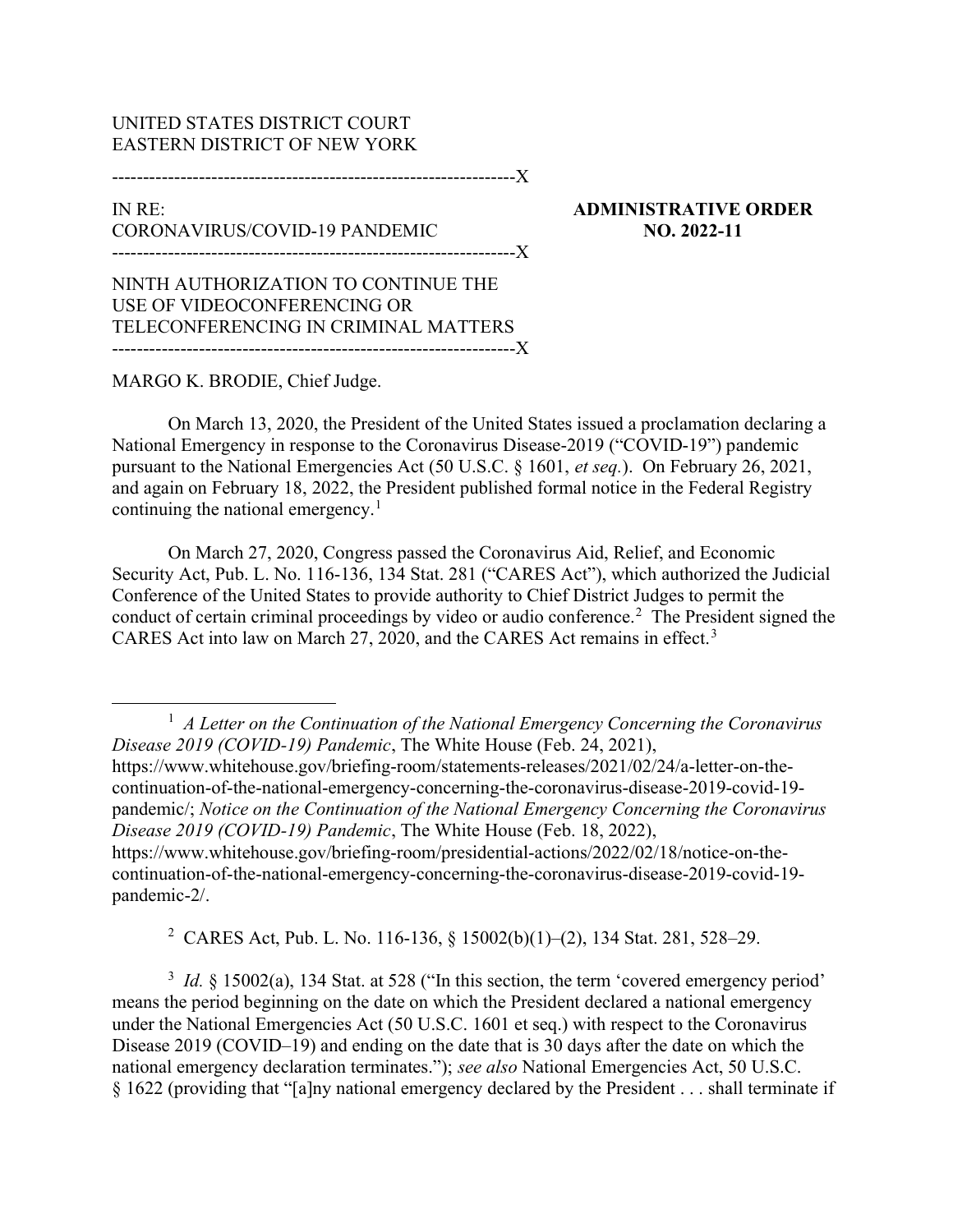UNITED STATES DISTRICT COURT
EASTERN DISTRICT OF NEW YORK

---

IN RE:
CORONAVIRUS/COVID-19 PANDEMIC

**ADMINISTRATIVE ORDER NO. 2022-11**

---

NINTH AUTHORIZATION TO CONTINUE THE USE OF VIDEOCONFERENCING OR TELECONFERENCING IN CRIMINAL MATTERS

---

MARGO K. BRODIE, Chief Judge.

On March 13, 2020, the President of the United States issued a proclamation declaring a National Emergency in response to the Coronavirus Disease-2019 ("COVID-19") pandemic pursuant to the National Emergencies Act (50 U.S.C. § 1601, *et seq.*). On February 26, 2021, and again on February 18, 2022, the President published formal notice in the Federal Registry continuing the national emergency.[1]

On March 27, 2020, Congress passed the Coronavirus Aid, Relief, and Economic Security Act, Pub. L. No. 116-136, 134 Stat. 281 ("CARES Act"), which authorized the Judicial Conference of the United States to provide authority to Chief District Judges to permit the conduct of certain criminal proceedings by video or audio conference.[2] The President signed the CARES Act into law on March 27, 2020, and the CARES Act remains in effect.[3]

---

[1] *A Letter on the Continuation of the National Emergency Concerning the Coronavirus Disease 2019 (COVID-19) Pandemic*, The White House (Feb. 24, 2021), https://www.whitehouse.gov/briefing-room/statements-releases/2021/02/24/a-letter-on-the-continuation-of-the-national-emergency-concerning-the-coronavirus-disease-2019-covid-19-pandemic/; *Notice on the Continuation of the National Emergency Concerning the Coronavirus Disease 2019 (COVID-19) Pandemic*, The White House (Feb. 18, 2022), https://www.whitehouse.gov/briefing-room/presidential-actions/2022/02/18/notice-on-the-continuation-of-the-national-emergency-concerning-the-coronavirus-disease-2019-covid-19-pandemic-2/.

[2] CARES Act, Pub. L. No. 116-136, § 15002(b)(1)–(2), 134 Stat. 281, 528–29.

[3] *Id.* § 15002(a), 134 Stat. at 528 ("In this section, the term 'covered emergency period' means the period beginning on the date on which the President declared a national emergency under the National Emergencies Act (50 U.S.C. 1601 et seq.) with respect to the Coronavirus Disease 2019 (COVID–19) and ending on the date that is 30 days after the date on which the national emergency declaration terminates."); *see also* National Emergencies Act, 50 U.S.C. § 1622 (providing that "[a]ny national emergency declared by the President . . . shall terminate if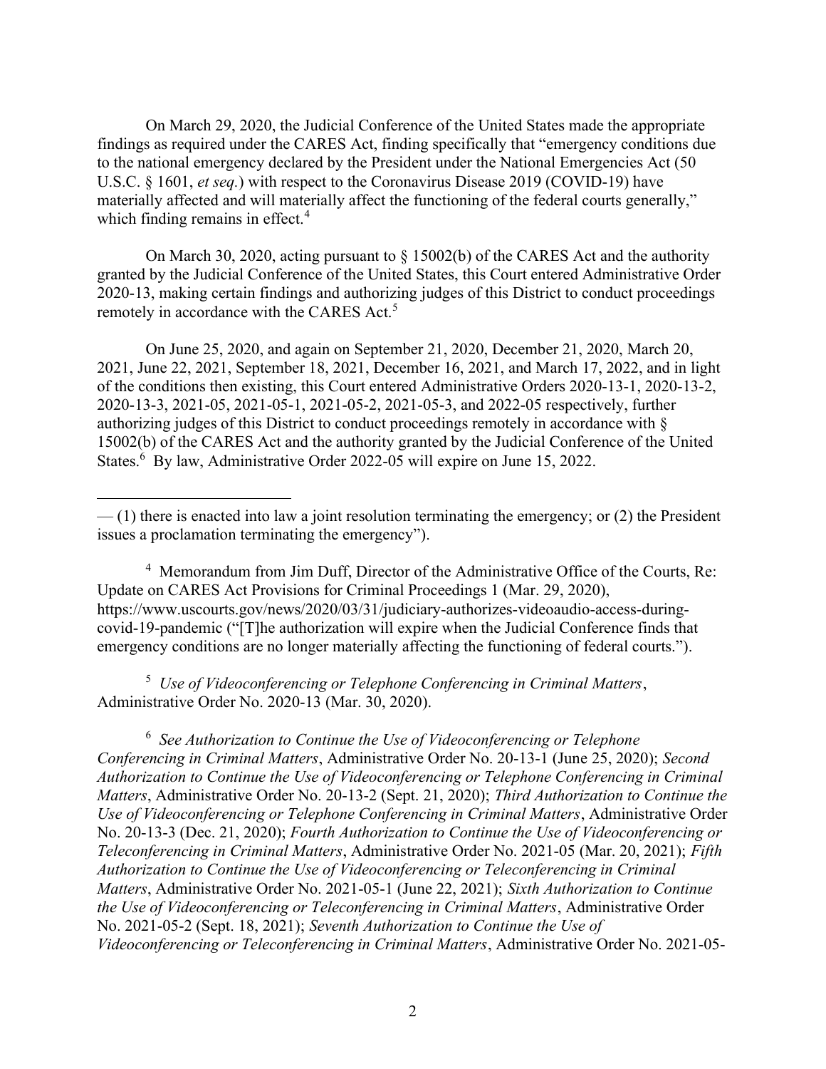On March 29, 2020, the Judicial Conference of the United States made the appropriate findings as required under the CARES Act, finding specifically that "emergency conditions due to the national emergency declared by the President under the National Emergencies Act (50 U.S.C. § 1601, *et seq.*) with respect to the Coronavirus Disease 2019 (COVID-19) have materially affected and will materially affect the functioning of the federal courts generally," which finding remains in effect.[4]

On March 30, 2020, acting pursuant to § 15002(b) of the CARES Act and the authority granted by the Judicial Conference of the United States, this Court entered Administrative Order 2020-13, making certain findings and authorizing judges of this District to conduct proceedings remotely in accordance with the CARES Act.[5]

On June 25, 2020, and again on September 21, 2020, December 21, 2020, March 20, 2021, June 22, 2021, September 18, 2021, December 16, 2021, and March 17, 2022, and in light of the conditions then existing, this Court entered Administrative Orders 2020-13-1, 2020-13-2, 2020-13-3, 2021-05, 2021-05-1, 2021-05-2, 2021-05-3, and 2022-05 respectively, further authorizing judges of this District to conduct proceedings remotely in accordance with § 15002(b) of the CARES Act and the authority granted by the Judicial Conference of the United States.[6] By law, Administrative Order 2022-05 will expire on June 15, 2022.

---

— (1) there is enacted into law a joint resolution terminating the emergency; or (2) the President issues a proclamation terminating the emergency").

[4] Memorandum from Jim Duff, Director of the Administrative Office of the Courts, Re: Update on CARES Act Provisions for Criminal Proceedings 1 (Mar. 29, 2020), https://www.uscourts.gov/news/2020/03/31/judiciary-authorizes-videoaudio-access-during-covid-19-pandemic ("[T]he authorization will expire when the Judicial Conference finds that emergency conditions are no longer materially affecting the functioning of federal courts.").

[5] *Use of Videoconferencing or Telephone Conferencing in Criminal Matters*, Administrative Order No. 2020-13 (Mar. 30, 2020).

[6] *See Authorization to Continue the Use of Videoconferencing or Telephone Conferencing in Criminal Matters*, Administrative Order No. 20-13-1 (June 25, 2020); *Second Authorization to Continue the Use of Videoconferencing or Telephone Conferencing in Criminal Matters*, Administrative Order No. 20-13-2 (Sept. 21, 2020); *Third Authorization to Continue the Use of Videoconferencing or Telephone Conferencing in Criminal Matters*, Administrative Order No. 20-13-3 (Dec. 21, 2020); *Fourth Authorization to Continue the Use of Videoconferencing or Teleconferencing in Criminal Matters*, Administrative Order No. 2021-05 (Mar. 20, 2021); *Fifth Authorization to Continue the Use of Videoconferencing or Teleconferencing in Criminal Matters*, Administrative Order No. 2021-05-1 (June 22, 2021); *Sixth Authorization to Continue the Use of Videoconferencing or Teleconferencing in Criminal Matters*, Administrative Order No. 2021-05-2 (Sept. 18, 2021); *Seventh Authorization to Continue the Use of Videoconferencing or Teleconferencing in Criminal Matters*, Administrative Order No. 2021-05-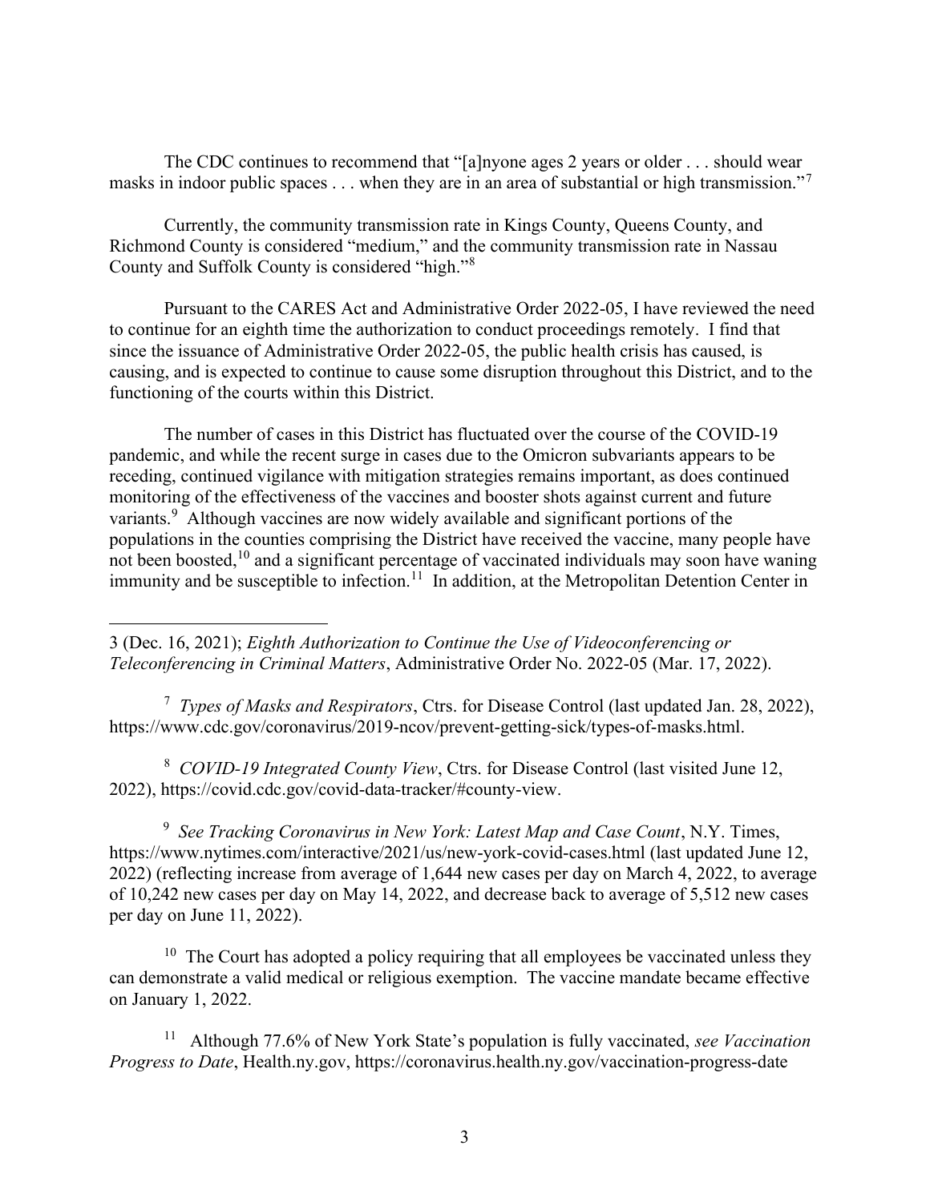The CDC continues to recommend that "[a]nyone ages 2 years or older . . . should wear masks in indoor public spaces . . . when they are in an area of substantial or high transmission."[7]

Currently, the community transmission rate in Kings County, Queens County, and Richmond County is considered "medium," and the community transmission rate in Nassau County and Suffolk County is considered "high."[8]

Pursuant to the CARES Act and Administrative Order 2022-05, I have reviewed the need to continue for an eighth time the authorization to conduct proceedings remotely. I find that since the issuance of Administrative Order 2022-05, the public health crisis has caused, is causing, and is expected to continue to cause some disruption throughout this District, and to the functioning of the courts within this District.

The number of cases in this District has fluctuated over the course of the COVID-19 pandemic, and while the recent surge in cases due to the Omicron subvariants appears to be receding, continued vigilance with mitigation strategies remains important, as does continued monitoring of the effectiveness of the vaccines and booster shots against current and future variants.[9] Although vaccines are now widely available and significant portions of the populations in the counties comprising the District have received the vaccine, many people have not been boosted,[10] and a significant percentage of vaccinated individuals may soon have waning immunity and be susceptible to infection.[11] In addition, at the Metropolitan Detention Center in

---

3 (Dec. 16, 2021); *Eighth Authorization to Continue the Use of Videoconferencing or Teleconferencing in Criminal Matters*, Administrative Order No. 2022-05 (Mar. 17, 2022).

[7] *Types of Masks and Respirators*, Ctrs. for Disease Control (last updated Jan. 28, 2022), https://www.cdc.gov/coronavirus/2019-ncov/prevent-getting-sick/types-of-masks.html.

[8] *COVID-19 Integrated County View*, Ctrs. for Disease Control (last visited June 12, 2022), https://covid.cdc.gov/covid-data-tracker/#county-view.

[9] *See Tracking Coronavirus in New York: Latest Map and Case Count*, N.Y. Times, https://www.nytimes.com/interactive/2021/us/new-york-covid-cases.html (last updated June 12, 2022) (reflecting increase from average of 1,644 new cases per day on March 4, 2022, to average of 10,242 new cases per day on May 14, 2022, and decrease back to average of 5,512 new cases per day on June 11, 2022).

[10] The Court has adopted a policy requiring that all employees be vaccinated unless they can demonstrate a valid medical or religious exemption. The vaccine mandate became effective on January 1, 2022.

[11] Although 77.6% of New York State's population is fully vaccinated, *see Vaccination Progress to Date*, Health.ny.gov, https://coronavirus.health.ny.gov/vaccination-progress-date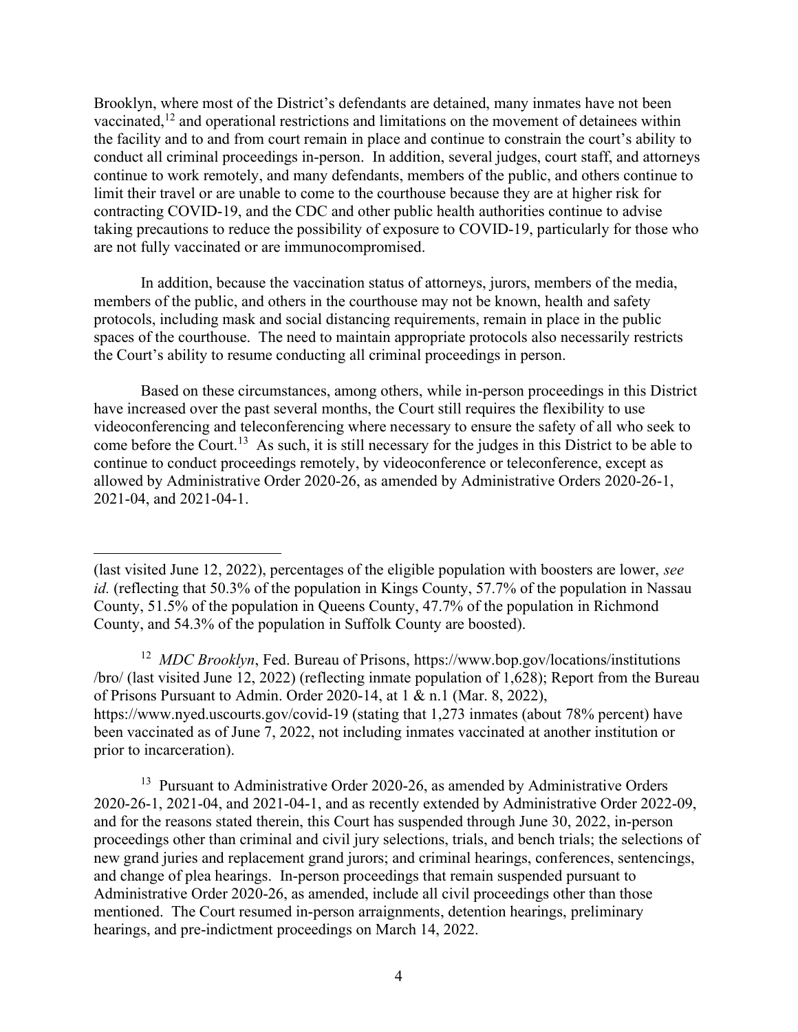Brooklyn, where most of the District's defendants are detained, many inmates have not been vaccinated,[12] and operational restrictions and limitations on the movement of detainees within the facility and to and from court remain in place and continue to constrain the court's ability to conduct all criminal proceedings in-person. In addition, several judges, court staff, and attorneys continue to work remotely, and many defendants, members of the public, and others continue to limit their travel or are unable to come to the courthouse because they are at higher risk for contracting COVID-19, and the CDC and other public health authorities continue to advise taking precautions to reduce the possibility of exposure to COVID-19, particularly for those who are not fully vaccinated or are immunocompromised.

In addition, because the vaccination status of attorneys, jurors, members of the media, members of the public, and others in the courthouse may not be known, health and safety protocols, including mask and social distancing requirements, remain in place in the public spaces of the courthouse. The need to maintain appropriate protocols also necessarily restricts the Court's ability to resume conducting all criminal proceedings in person.

Based on these circumstances, among others, while in-person proceedings in this District have increased over the past several months, the Court still requires the flexibility to use videoconferencing and teleconferencing where necessary to ensure the safety of all who seek to come before the Court.[13] As such, it is still necessary for the judges in this District to be able to continue to conduct proceedings remotely, by videoconference or teleconference, except as allowed by Administrative Order 2020-26, as amended by Administrative Orders 2020-26-1, 2021-04, and 2021-04-1.

---

(last visited June 12, 2022), percentages of the eligible population with boosters are lower, *see id.* (reflecting that 50.3% of the population in Kings County, 57.7% of the population in Nassau County, 51.5% of the population in Queens County, 47.7% of the population in Richmond County, and 54.3% of the population in Suffolk County are boosted).

[12] *MDC Brooklyn*, Fed. Bureau of Prisons, https://www.bop.gov/locations/institutions/bro/ (last visited June 12, 2022) (reflecting inmate population of 1,628); Report from the Bureau of Prisons Pursuant to Admin. Order 2020-14, at 1 & n.1 (Mar. 8, 2022), https://www.nyed.uscourts.gov/covid-19 (stating that 1,273 inmates (about 78% percent) have been vaccinated as of June 7, 2022, not including inmates vaccinated at another institution or prior to incarceration).

[13] Pursuant to Administrative Order 2020-26, as amended by Administrative Orders 2020-26-1, 2021-04, and 2021-04-1, and as recently extended by Administrative Order 2022-09, and for the reasons stated therein, this Court has suspended through June 30, 2022, in-person proceedings other than criminal and civil jury selections, trials, and bench trials; the selections of new grand juries and replacement grand jurors; and criminal hearings, conferences, sentencings, and change of plea hearings. In-person proceedings that remain suspended pursuant to Administrative Order 2020-26, as amended, include all civil proceedings other than those mentioned. The Court resumed in-person arraignments, detention hearings, preliminary hearings, and pre-indictment proceedings on March 14, 2022.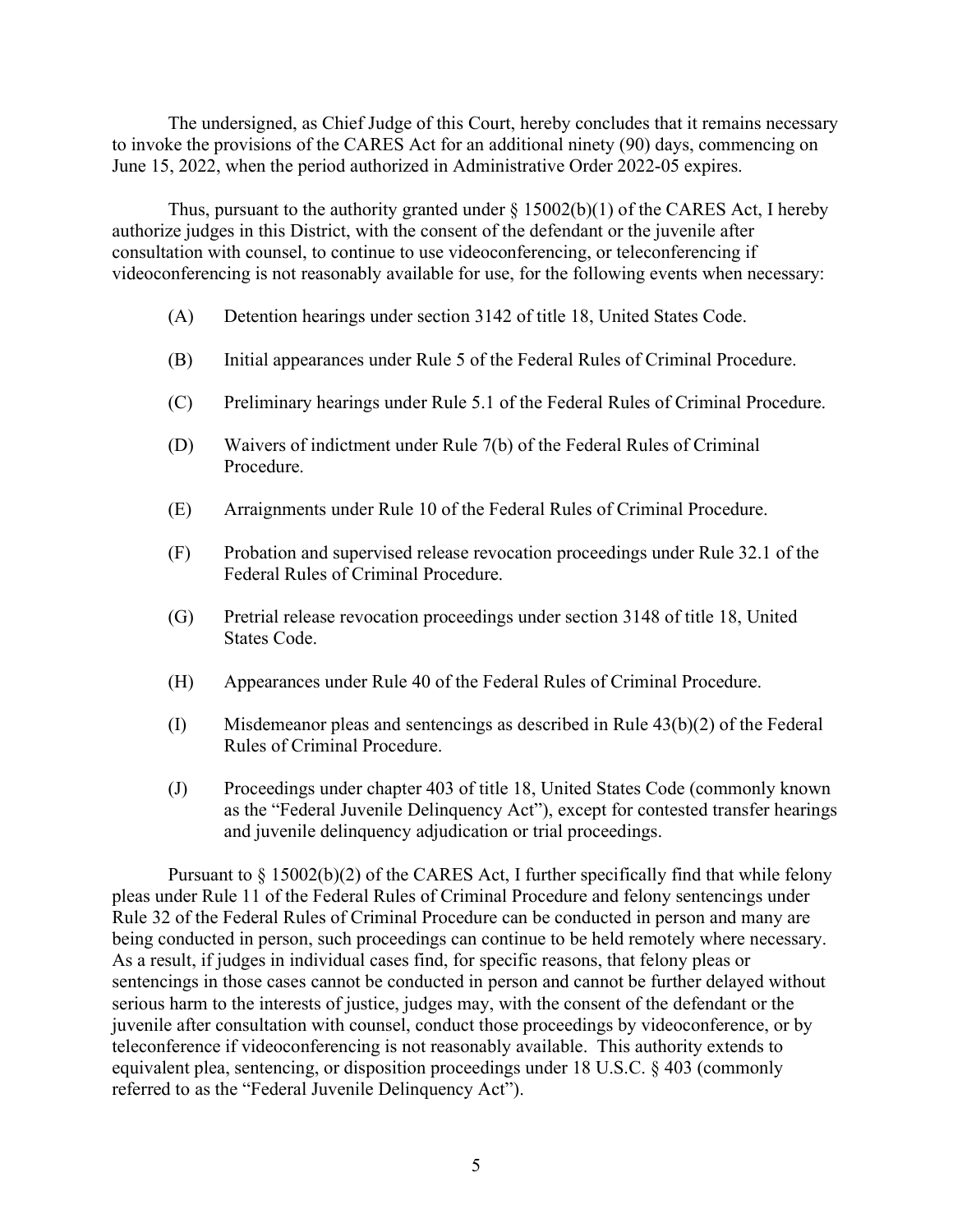The undersigned, as Chief Judge of this Court, hereby concludes that it remains necessary to invoke the provisions of the CARES Act for an additional ninety (90) days, commencing on June 15, 2022, when the period authorized in Administrative Order 2022-05 expires.

Thus, pursuant to the authority granted under § 15002(b)(1) of the CARES Act, I hereby authorize judges in this District, with the consent of the defendant or the juvenile after consultation with counsel, to continue to use videoconferencing, or teleconferencing if videoconferencing is not reasonably available for use, for the following events when necessary:

- (A) Detention hearings under section 3142 of title 18, United States Code.
- (B) Initial appearances under Rule 5 of the Federal Rules of Criminal Procedure.
- (C) Preliminary hearings under Rule 5.1 of the Federal Rules of Criminal Procedure.
- (D) Waivers of indictment under Rule 7(b) of the Federal Rules of Criminal Procedure.
- (E) Arraignments under Rule 10 of the Federal Rules of Criminal Procedure.
- (F) Probation and supervised release revocation proceedings under Rule 32.1 of the Federal Rules of Criminal Procedure.
- (G) Pretrial release revocation proceedings under section 3148 of title 18, United States Code.
- (H) Appearances under Rule 40 of the Federal Rules of Criminal Procedure.
- (I) Misdemeanor pleas and sentencings as described in Rule 43(b)(2) of the Federal Rules of Criminal Procedure.
- (J) Proceedings under chapter 403 of title 18, United States Code (commonly known as the "Federal Juvenile Delinquency Act"), except for contested transfer hearings and juvenile delinquency adjudication or trial proceedings.

Pursuant to § 15002(b)(2) of the CARES Act, I further specifically find that while felony pleas under Rule 11 of the Federal Rules of Criminal Procedure and felony sentencings under Rule 32 of the Federal Rules of Criminal Procedure can be conducted in person and many are being conducted in person, such proceedings can continue to be held remotely where necessary. As a result, if judges in individual cases find, for specific reasons, that felony pleas or sentencings in those cases cannot be conducted in person and cannot be further delayed without serious harm to the interests of justice, judges may, with the consent of the defendant or the juvenile after consultation with counsel, conduct those proceedings by videoconference, or by teleconference if videoconferencing is not reasonably available. This authority extends to equivalent plea, sentencing, or disposition proceedings under 18 U.S.C. § 403 (commonly referred to as the "Federal Juvenile Delinquency Act").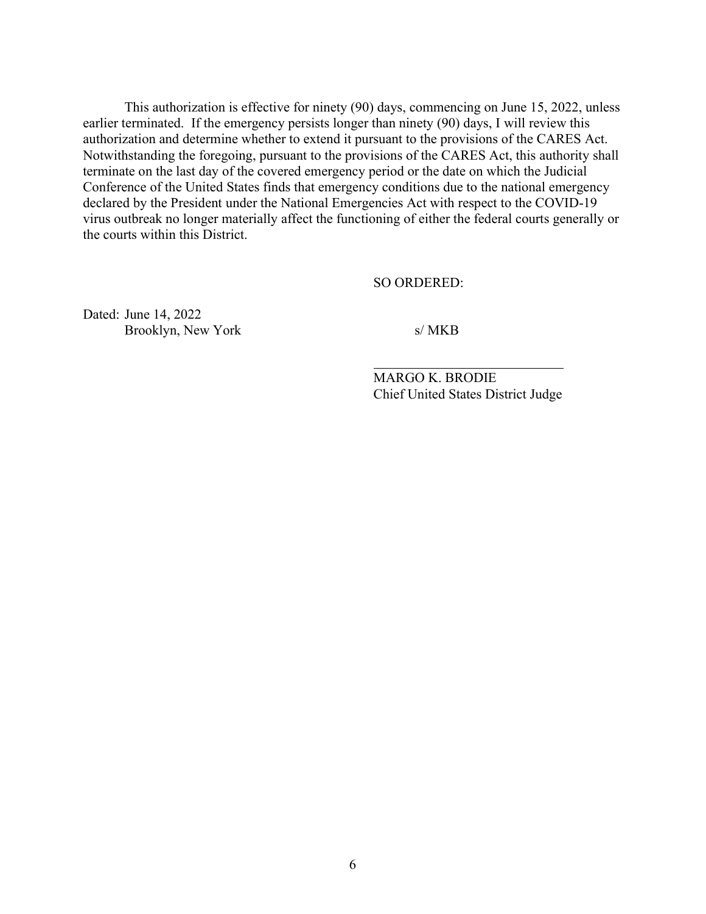This authorization is effective for ninety (90) days, commencing on June 15, 2022, unless earlier terminated. If the emergency persists longer than ninety (90) days, I will review this authorization and determine whether to extend it pursuant to the provisions of the CARES Act. Notwithstanding the foregoing, pursuant to the provisions of the CARES Act, this authority shall terminate on the last day of the covered emergency period or the date on which the Judicial Conference of the United States finds that emergency conditions due to the national emergency declared by the President under the National Emergencies Act with respect to the COVID-19 virus outbreak no longer materially affect the functioning of either the federal courts generally or the courts within this District.

SO ORDERED:

Dated: June 14, 2022
Brooklyn, New York

s/ MKB

MARGO K. BRODIE
Chief United States District Judge